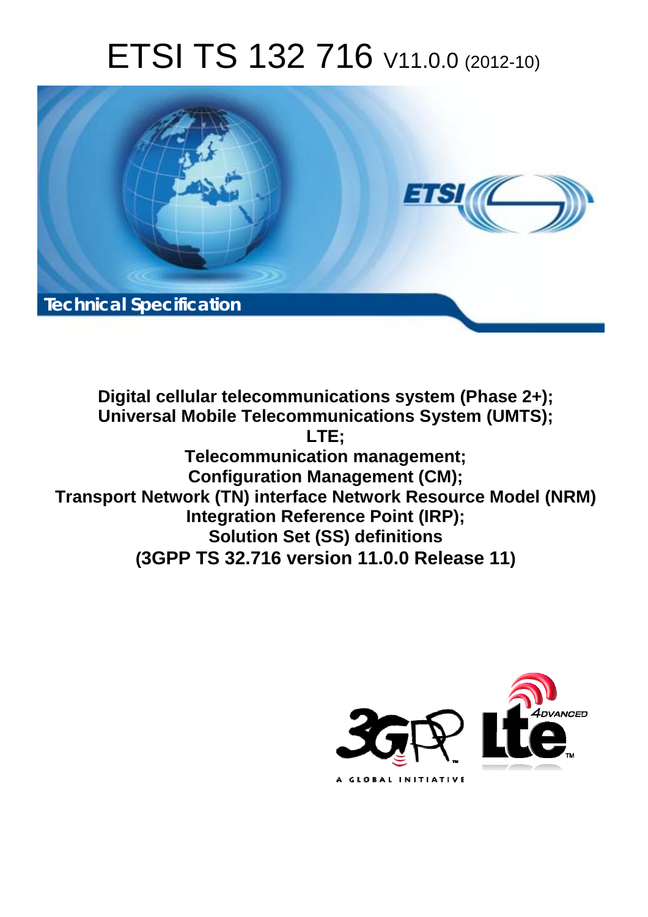# ETSI TS 132 716 V11.0.0 (2012-10)

**Technical Specification**

**Digital cellular telecommunications system (Phase 2+);**
**Universal Mobile Telecommunications System (UMTS);**
**LTE;**
**Telecommunication management;**
**Configuration Management (CM);**
**Transport Network (TN) interface Network Resource Model (NRM) Integration Reference Point (IRP);**
**Solution Set (SS) definitions**
**(3GPP TS 32.716 version 11.0.0 Release 11)**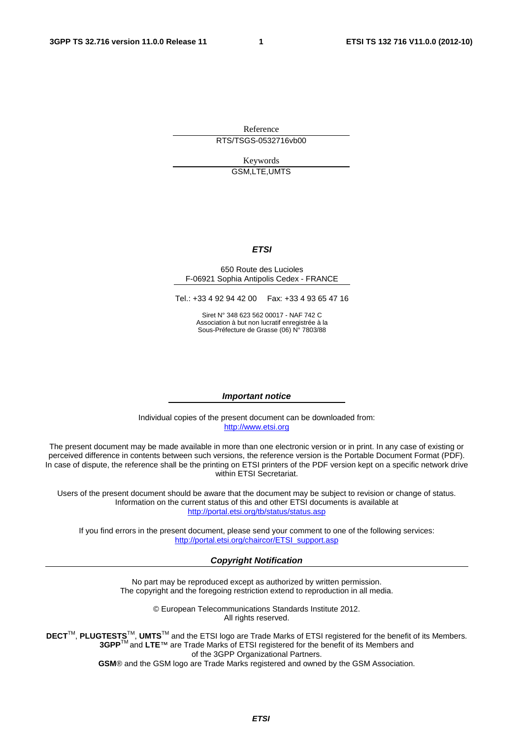Reference

RTS/TSGS-0532716vb00

Keywords

GSM,LTE,UMTS

***ETSI***

650 Route des Lucioles
F-06921 Sophia Antipolis Cedex - FRANCE

Tel.: +33 4 92 94 42 00   Fax: +33 4 93 65 47 16

Siret N° 348 623 562 00017 - NAF 742 C
Association à but non lucratif enregistrée à la
Sous-Préfecture de Grasse (06) N° 7803/88

***Important notice***

Individual copies of the present document can be downloaded from:
http://www.etsi.org

The present document may be made available in more than one electronic version or in print. In any case of existing or perceived difference in contents between such versions, the reference version is the Portable Document Format (PDF). In case of dispute, the reference shall be the printing on ETSI printers of the PDF version kept on a specific network drive within ETSI Secretariat.

Users of the present document should be aware that the document may be subject to revision or change of status. Information on the current status of this and other ETSI documents is available at
http://portal.etsi.org/tb/status/status.asp

If you find errors in the present document, please send your comment to one of the following services:
http://portal.etsi.org/chaircor/ETSI_support.asp

***Copyright Notification***

No part may be reproduced except as authorized by written permission.
The copyright and the foregoing restriction extend to reproduction in all media.

© European Telecommunications Standards Institute 2012.
All rights reserved.

**DECT**™, **PLUGTESTS**™, **UMTS**™ and the ETSI logo are Trade Marks of ETSI registered for the benefit of its Members.
**3GPP**™ and **LTE**™ are Trade Marks of ETSI registered for the benefit of its Members and of the 3GPP Organizational Partners.
**GSM**® and the GSM logo are Trade Marks registered and owned by the GSM Association.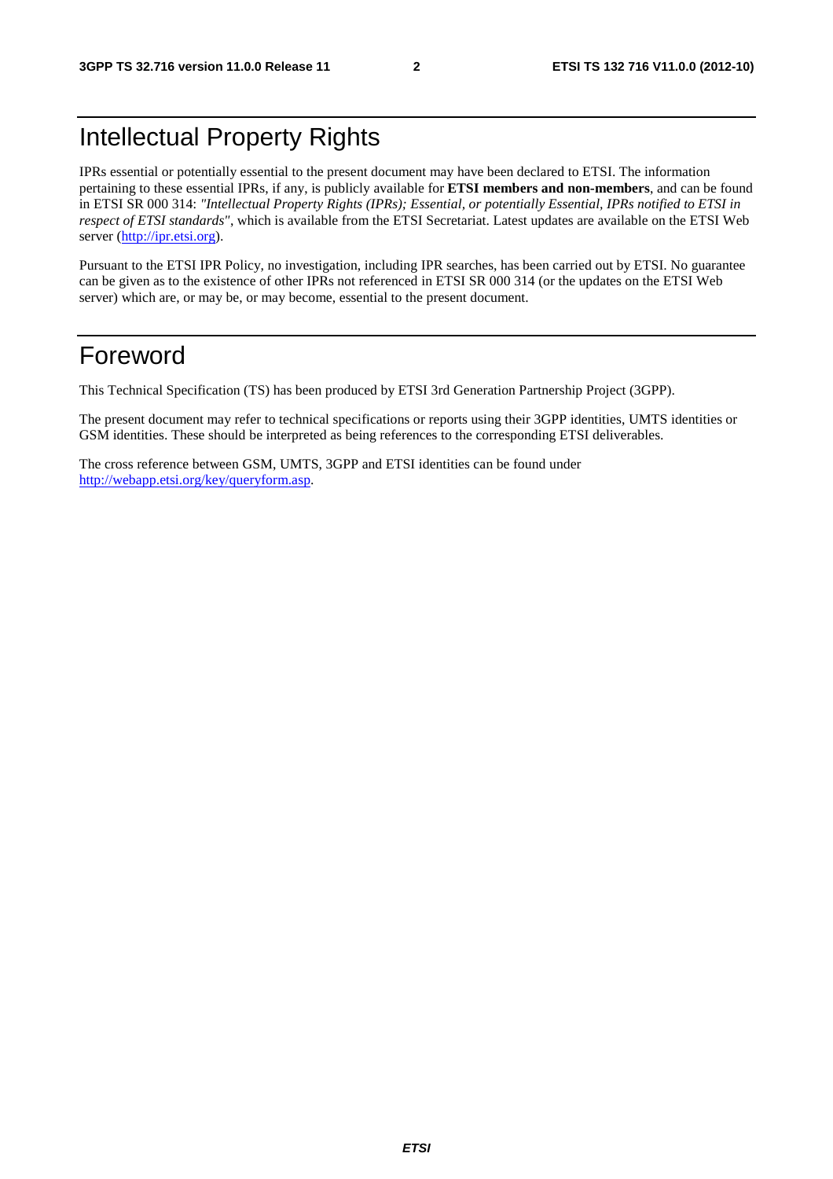# Intellectual Property Rights

IPRs essential or potentially essential to the present document may have been declared to ETSI. The information pertaining to these essential IPRs, if any, is publicly available for **ETSI members and non-members**, and can be found in ETSI SR 000 314: *"Intellectual Property Rights (IPRs); Essential, or potentially Essential, IPRs notified to ETSI in respect of ETSI standards"*, which is available from the ETSI Secretariat. Latest updates are available on the ETSI Web server (http://ipr.etsi.org).

Pursuant to the ETSI IPR Policy, no investigation, including IPR searches, has been carried out by ETSI. No guarantee can be given as to the existence of other IPRs not referenced in ETSI SR 000 314 (or the updates on the ETSI Web server) which are, or may be, or may become, essential to the present document.

# Foreword

This Technical Specification (TS) has been produced by ETSI 3rd Generation Partnership Project (3GPP).

The present document may refer to technical specifications or reports using their 3GPP identities, UMTS identities or GSM identities. These should be interpreted as being references to the corresponding ETSI deliverables.

The cross reference between GSM, UMTS, 3GPP and ETSI identities can be found under http://webapp.etsi.org/key/queryform.asp.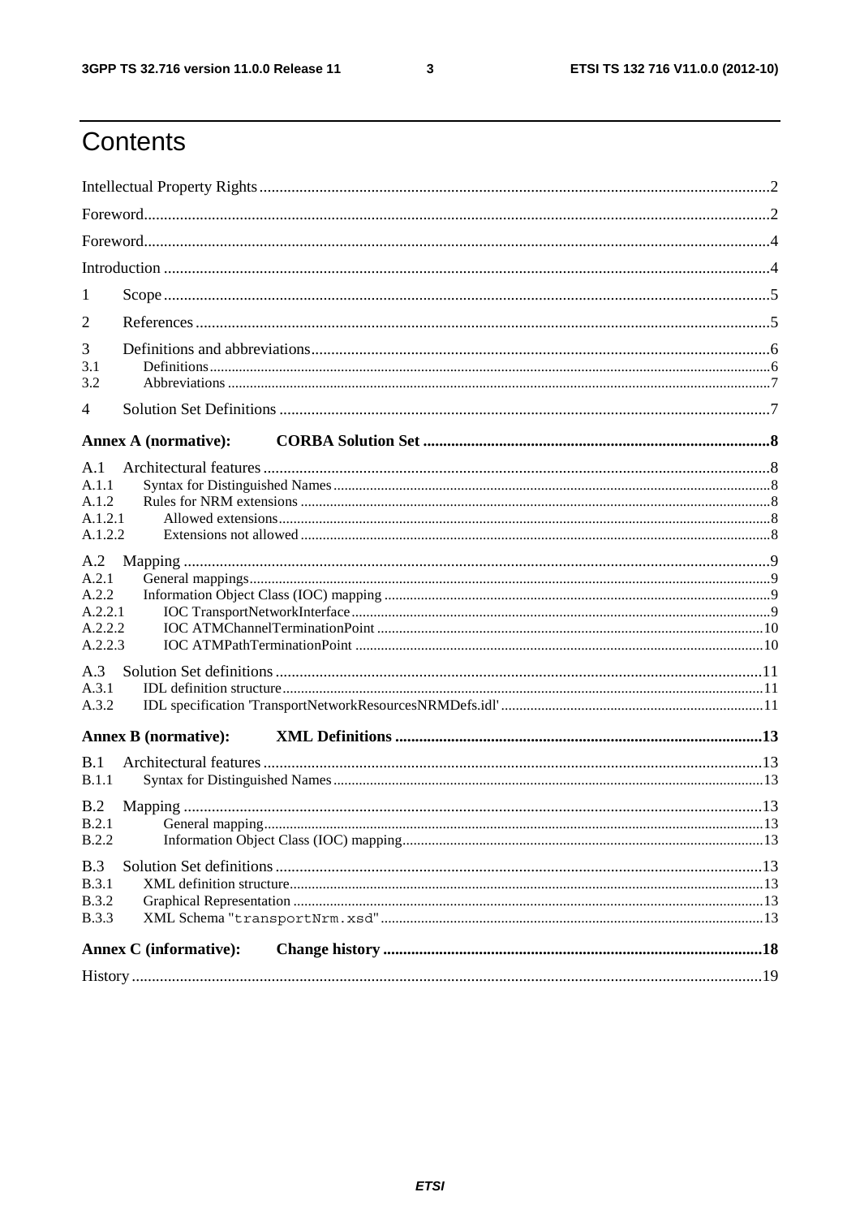# Contents

Intellectual Property Rights ..... 2

Foreword ..... 2

Foreword ..... 4

Introduction ..... 4

1 Scope ..... 5

2 References ..... 5

3 Definitions and abbreviations ..... 6

3.1 Definitions ..... 6

3.2 Abbreviations ..... 7

4 Solution Set Definitions ..... 7

**Annex A (normative): CORBA Solution Set ..... 8**

A.1 Architectural features ..... 8

A.1.1 Syntax for Distinguished Names ..... 8

A.1.2 Rules for NRM extensions ..... 8

A.1.2.1 Allowed extensions ..... 8

A.1.2.2 Extensions not allowed ..... 8

A.2 Mapping ..... 9

A.2.1 General mappings ..... 9

A.2.2 Information Object Class (IOC) mapping ..... 9

A.2.2.1 IOC TransportNetworkInterface ..... 9

A.2.2.2 IOC ATMChannelTerminationPoint ..... 10

A.2.2.3 IOC ATMPathTerminationPoint ..... 10

A.3 Solution Set definitions ..... 11

A.3.1 IDL definition structure ..... 11

A.3.2 IDL specification 'TransportNetworkResourcesNRMDefs.idl' ..... 11

**Annex B (normative): XML Definitions ..... 13**

B.1 Architectural features ..... 13

B.1.1 Syntax for Distinguished Names ..... 13

B.2 Mapping ..... 13

B.2.1 General mapping ..... 13

B.2.2 Information Object Class (IOC) mapping ..... 13

B.3 Solution Set definitions ..... 13

B.3.1 XML definition structure ..... 13

B.3.2 Graphical Representation ..... 13

B.3.3 XML Schema "transportNrm.xsd" ..... 13

**Annex C (informative): Change history ..... 18**

History ..... 19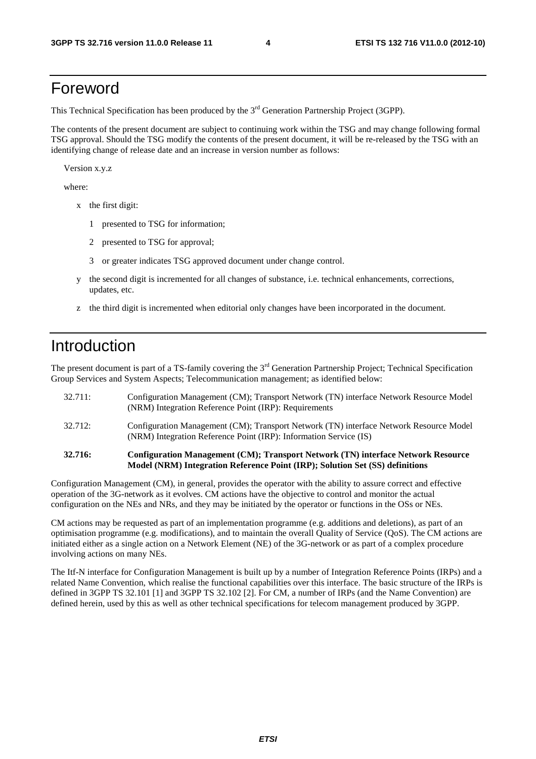# Foreword

This Technical Specification has been produced by the 3rd Generation Partnership Project (3GPP).

The contents of the present document are subject to continuing work within the TSG and may change following formal TSG approval. Should the TSG modify the contents of the present document, it will be re-released by the TSG with an identifying change of release date and an increase in version number as follows:

Version x.y.z

where:

- x the first digit:
  - 1 presented to TSG for information;
  - 2 presented to TSG for approval;
  - 3 or greater indicates TSG approved document under change control.
- y the second digit is incremented for all changes of substance, i.e. technical enhancements, corrections, updates, etc.
- z the third digit is incremented when editorial only changes have been incorporated in the document.

# Introduction

The present document is part of a TS-family covering the 3rd Generation Partnership Project; Technical Specification Group Services and System Aspects; Telecommunication management; as identified below:

| | |
|---|---|
| 32.711: | Configuration Management (CM); Transport Network (TN) interface Network Resource Model (NRM) Integration Reference Point (IRP): Requirements |
| 32.712: | Configuration Management (CM); Transport Network (TN) interface Network Resource Model (NRM) Integration Reference Point (IRP): Information Service (IS) |
| **32.716:** | **Configuration Management (CM); Transport Network (TN) interface Network Resource Model (NRM) Integration Reference Point (IRP); Solution Set (SS) definitions** |

Configuration Management (CM), in general, provides the operator with the ability to assure correct and effective operation of the 3G-network as it evolves. CM actions have the objective to control and monitor the actual configuration on the NEs and NRs, and they may be initiated by the operator or functions in the OSs or NEs.

CM actions may be requested as part of an implementation programme (e.g. additions and deletions), as part of an optimisation programme (e.g. modifications), and to maintain the overall Quality of Service (QoS). The CM actions are initiated either as a single action on a Network Element (NE) of the 3G-network or as part of a complex procedure involving actions on many NEs.

The Itf-N interface for Configuration Management is built up by a number of Integration Reference Points (IRPs) and a related Name Convention, which realise the functional capabilities over this interface. The basic structure of the IRPs is defined in 3GPP TS 32.101 [1] and 3GPP TS 32.102 [2]. For CM, a number of IRPs (and the Name Convention) are defined herein, used by this as well as other technical specifications for telecom management produced by 3GPP.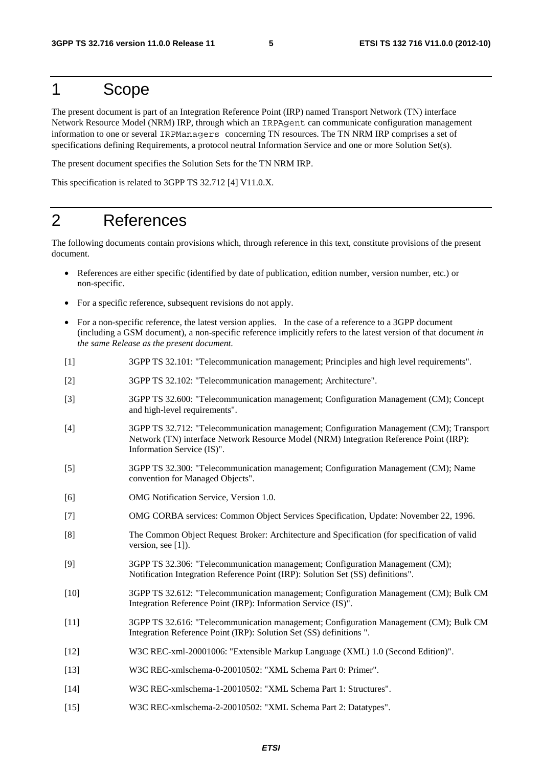# 1 Scope

The present document is part of an Integration Reference Point (IRP) named Transport Network (TN) interface Network Resource Model (NRM) IRP, through which an IRPAgent can communicate configuration management information to one or several IRPManagers concerning TN resources. The TN NRM IRP comprises a set of specifications defining Requirements, a protocol neutral Information Service and one or more Solution Set(s).

The present document specifies the Solution Sets for the TN NRM IRP.

This specification is related to 3GPP TS 32.712 [4] V11.0.X.

# 2 References

The following documents contain provisions which, through reference in this text, constitute provisions of the present document.

- References are either specific (identified by date of publication, edition number, version number, etc.) or non-specific.
- For a specific reference, subsequent revisions do not apply.
- For a non-specific reference, the latest version applies. In the case of a reference to a 3GPP document (including a GSM document), a non-specific reference implicitly refers to the latest version of that document *in the same Release as the present document*.

[1] 3GPP TS 32.101: "Telecommunication management; Principles and high level requirements".

[2] 3GPP TS 32.102: "Telecommunication management; Architecture".

[3] 3GPP TS 32.600: "Telecommunication management; Configuration Management (CM); Concept and high-level requirements".

[4] 3GPP TS 32.712: "Telecommunication management; Configuration Management (CM); Transport Network (TN) interface Network Resource Model (NRM) Integration Reference Point (IRP): Information Service (IS)".

[5] 3GPP TS 32.300: "Telecommunication management; Configuration Management (CM); Name convention for Managed Objects".

[6] OMG Notification Service, Version 1.0.

[7] OMG CORBA services: Common Object Services Specification, Update: November 22, 1996.

[8] The Common Object Request Broker: Architecture and Specification (for specification of valid version, see [1]).

[9] 3GPP TS 32.306: "Telecommunication management; Configuration Management (CM); Notification Integration Reference Point (IRP): Solution Set (SS) definitions".

[10] 3GPP TS 32.612: "Telecommunication management; Configuration Management (CM); Bulk CM Integration Reference Point (IRP): Information Service (IS)".

[11] 3GPP TS 32.616: "Telecommunication management; Configuration Management (CM); Bulk CM Integration Reference Point (IRP): Solution Set (SS) definitions ".

[12] W3C REC-xml-20001006: "Extensible Markup Language (XML) 1.0 (Second Edition)".

[13] W3C REC-xmlschema-0-20010502: "XML Schema Part 0: Primer".

[14] W3C REC-xmlschema-1-20010502: "XML Schema Part 1: Structures".

[15] W3C REC-xmlschema-2-20010502: "XML Schema Part 2: Datatypes".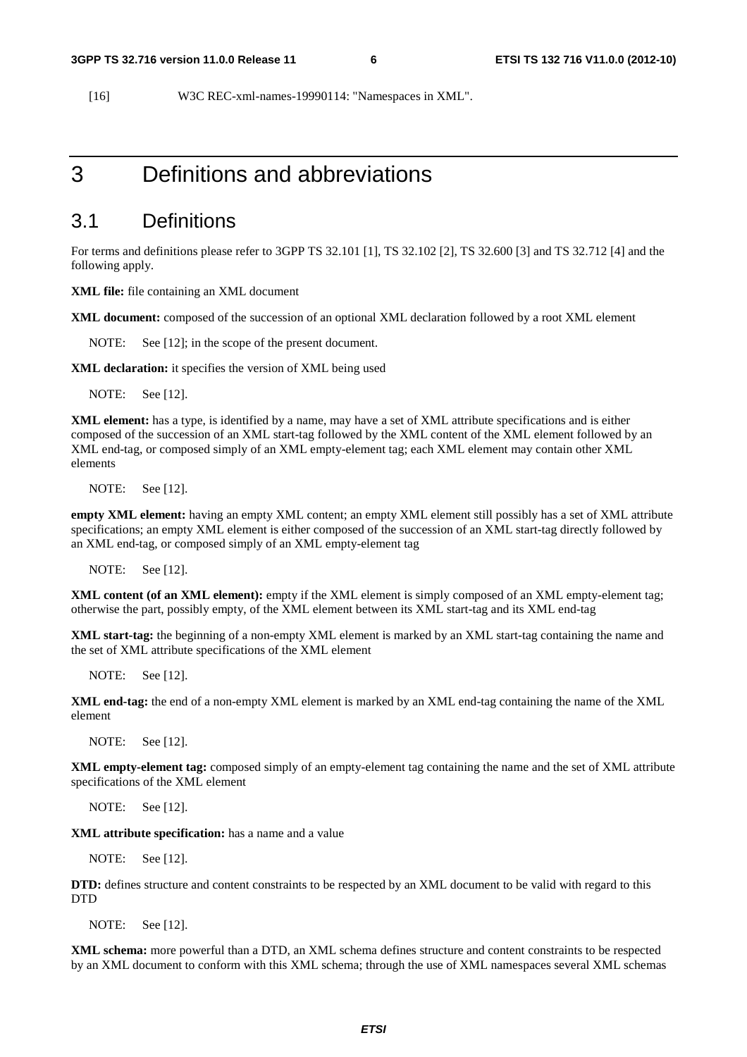[16] W3C REC-xml-names-19990114: "Namespaces in XML".

# 3 Definitions and abbreviations

## 3.1 Definitions

For terms and definitions please refer to 3GPP TS 32.101 [1], TS 32.102 [2], TS 32.600 [3] and TS 32.712 [4] and the following apply.

**XML file:** file containing an XML document

**XML document:** composed of the succession of an optional XML declaration followed by a root XML element

NOTE: See [12]; in the scope of the present document.

**XML declaration:** it specifies the version of XML being used

NOTE: See [12].

**XML element:** has a type, is identified by a name, may have a set of XML attribute specifications and is either composed of the succession of an XML start-tag followed by the XML content of the XML element followed by an XML end-tag, or composed simply of an XML empty-element tag; each XML element may contain other XML elements

NOTE: See [12].

**empty XML element:** having an empty XML content; an empty XML element still possibly has a set of XML attribute specifications; an empty XML element is either composed of the succession of an XML start-tag directly followed by an XML end-tag, or composed simply of an XML empty-element tag

NOTE: See [12].

**XML content (of an XML element):** empty if the XML element is simply composed of an XML empty-element tag; otherwise the part, possibly empty, of the XML element between its XML start-tag and its XML end-tag

**XML start-tag:** the beginning of a non-empty XML element is marked by an XML start-tag containing the name and the set of XML attribute specifications of the XML element

NOTE: See [12].

**XML end-tag:** the end of a non-empty XML element is marked by an XML end-tag containing the name of the XML element

NOTE: See [12].

**XML empty-element tag:** composed simply of an empty-element tag containing the name and the set of XML attribute specifications of the XML element

NOTE: See [12].

**XML attribute specification:** has a name and a value

NOTE: See [12].

**DTD:** defines structure and content constraints to be respected by an XML document to be valid with regard to this DTD

NOTE: See [12].

**XML schema:** more powerful than a DTD, an XML schema defines structure and content constraints to be respected by an XML document to conform with this XML schema; through the use of XML namespaces several XML schemas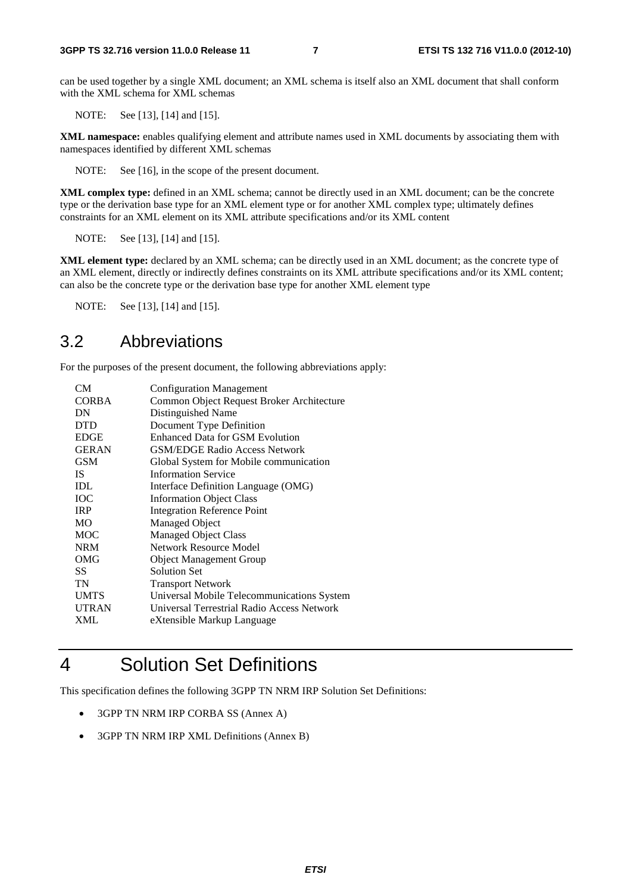can be used together by a single XML document; an XML schema is itself also an XML document that shall conform with the XML schema for XML schemas

NOTE: See [13], [14] and [15].

**XML namespace:** enables qualifying element and attribute names used in XML documents by associating them with namespaces identified by different XML schemas

NOTE: See [16], in the scope of the present document.

**XML complex type:** defined in an XML schema; cannot be directly used in an XML document; can be the concrete type or the derivation base type for an XML element type or for another XML complex type; ultimately defines constraints for an XML element on its XML attribute specifications and/or its XML content

NOTE: See [13], [14] and [15].

**XML element type:** declared by an XML schema; can be directly used in an XML document; as the concrete type of an XML element, directly or indirectly defines constraints on its XML attribute specifications and/or its XML content; can also be the concrete type or the derivation base type for another XML element type

NOTE: See [13], [14] and [15].

## 3.2 Abbreviations

For the purposes of the present document, the following abbreviations apply:

| | |
|---|---|
| CM | Configuration Management |
| CORBA | Common Object Request Broker Architecture |
| DN | Distinguished Name |
| DTD | Document Type Definition |
| EDGE | Enhanced Data for GSM Evolution |
| GERAN | GSM/EDGE Radio Access Network |
| GSM | Global System for Mobile communication |
| IS | Information Service |
| IDL | Interface Definition Language (OMG) |
| IOC | Information Object Class |
| IRP | Integration Reference Point |
| MO | Managed Object |
| MOC | Managed Object Class |
| NRM | Network Resource Model |
| OMG | Object Management Group |
| SS | Solution Set |
| TN | Transport Network |
| UMTS | Universal Mobile Telecommunications System |
| UTRAN | Universal Terrestrial Radio Access Network |
| XML | eXtensible Markup Language |

# 4 Solution Set Definitions

This specification defines the following 3GPP TN NRM IRP Solution Set Definitions:

- 3GPP TN NRM IRP CORBA SS (Annex A)
- 3GPP TN NRM IRP XML Definitions (Annex B)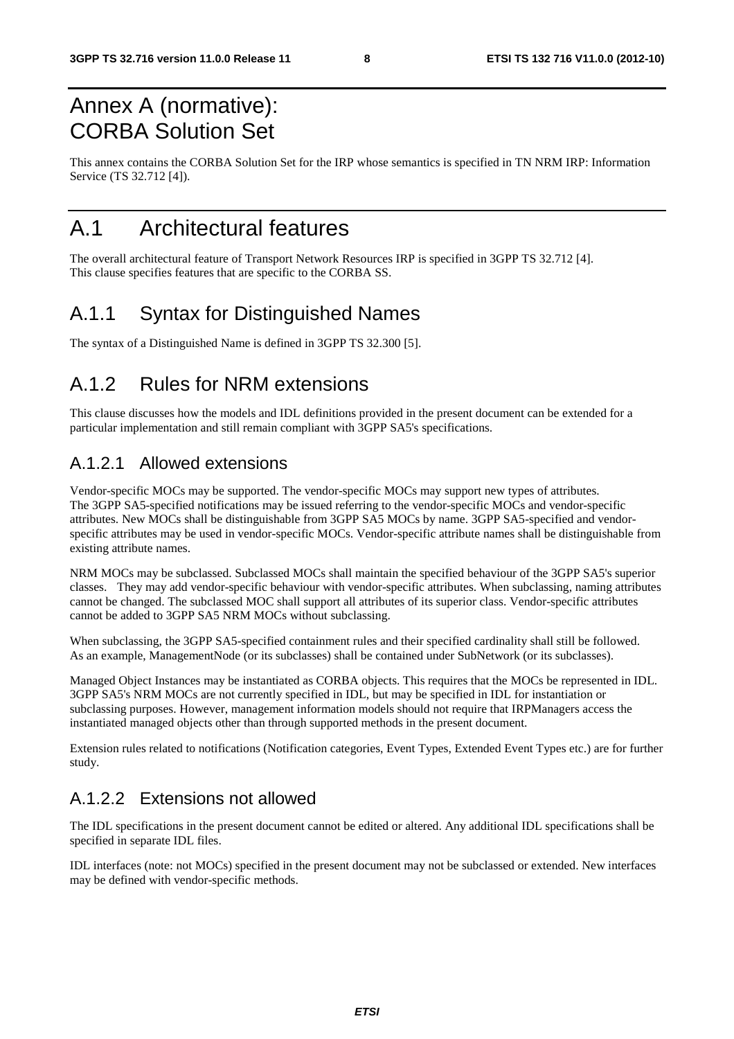# Annex A (normative): CORBA Solution Set

This annex contains the CORBA Solution Set for the IRP whose semantics is specified in TN NRM IRP: Information Service (TS 32.712 [4]).

# A.1 Architectural features

The overall architectural feature of Transport Network Resources IRP is specified in 3GPP TS 32.712 [4]. This clause specifies features that are specific to the CORBA SS.

## A.1.1 Syntax for Distinguished Names

The syntax of a Distinguished Name is defined in 3GPP TS 32.300 [5].

## A.1.2 Rules for NRM extensions

This clause discusses how the models and IDL definitions provided in the present document can be extended for a particular implementation and still remain compliant with 3GPP SA5's specifications.

### A.1.2.1 Allowed extensions

Vendor-specific MOCs may be supported. The vendor-specific MOCs may support new types of attributes. The 3GPP SA5-specified notifications may be issued referring to the vendor-specific MOCs and vendor-specific attributes. New MOCs shall be distinguishable from 3GPP SA5 MOCs by name. 3GPP SA5-specified and vendor-specific attributes may be used in vendor-specific MOCs. Vendor-specific attribute names shall be distinguishable from existing attribute names.

NRM MOCs may be subclassed. Subclassed MOCs shall maintain the specified behaviour of the 3GPP SA5's superior classes. They may add vendor-specific behaviour with vendor-specific attributes. When subclassing, naming attributes cannot be changed. The subclassed MOC shall support all attributes of its superior class. Vendor-specific attributes cannot be added to 3GPP SA5 NRM MOCs without subclassing.

When subclassing, the 3GPP SA5-specified containment rules and their specified cardinality shall still be followed. As an example, ManagementNode (or its subclasses) shall be contained under SubNetwork (or its subclasses).

Managed Object Instances may be instantiated as CORBA objects. This requires that the MOCs be represented in IDL. 3GPP SA5's NRM MOCs are not currently specified in IDL, but may be specified in IDL for instantiation or subclassing purposes. However, management information models should not require that IRPManagers access the instantiated managed objects other than through supported methods in the present document.

Extension rules related to notifications (Notification categories, Event Types, Extended Event Types etc.) are for further study.

### A.1.2.2 Extensions not allowed

The IDL specifications in the present document cannot be edited or altered. Any additional IDL specifications shall be specified in separate IDL files.

IDL interfaces (note: not MOCs) specified in the present document may not be subclassed or extended. New interfaces may be defined with vendor-specific methods.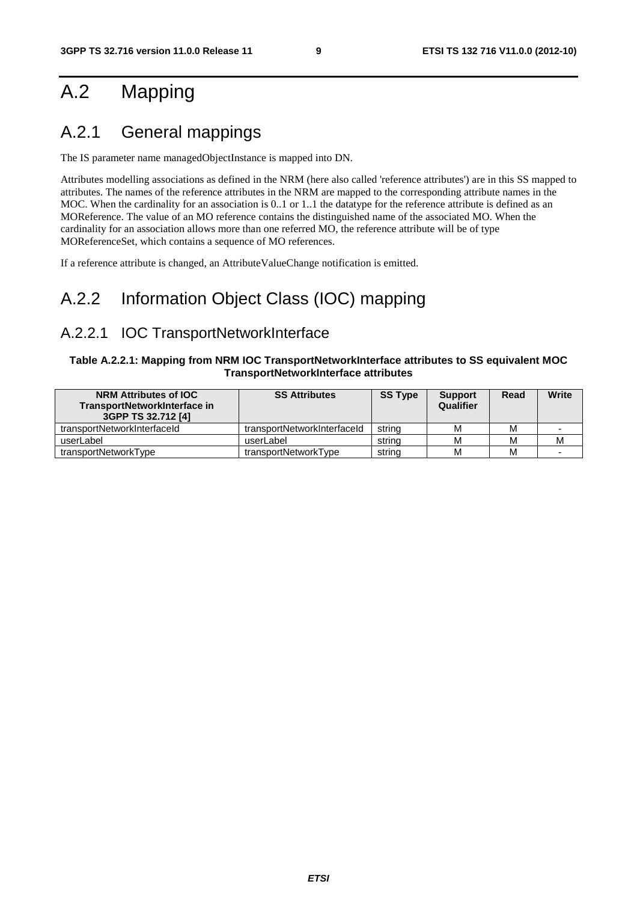# A.2 Mapping

## A.2.1 General mappings

The IS parameter name managedObjectInstance is mapped into DN.

Attributes modelling associations as defined in the NRM (here also called 'reference attributes') are in this SS mapped to attributes. The names of the reference attributes in the NRM are mapped to the corresponding attribute names in the MOC. When the cardinality for an association is 0..1 or 1..1 the datatype for the reference attribute is defined as an MOReference. The value of an MO reference contains the distinguished name of the associated MO. When the cardinality for an association allows more than one referred MO, the reference attribute will be of type MOReferenceSet, which contains a sequence of MO references.

If a reference attribute is changed, an AttributeValueChange notification is emitted.

## A.2.2 Information Object Class (IOC) mapping

### A.2.2.1 IOC TransportNetworkInterface

**Table A.2.2.1: Mapping from NRM IOC TransportNetworkInterface attributes to SS equivalent MOC TransportNetworkInterface attributes**

| NRM Attributes of IOC TransportNetworkInterface in 3GPP TS 32.712 [4] | SS Attributes | SS Type | Support Qualifier | Read | Write |
|---|---|---|---|---|---|
| transportNetworkInterfaceId | transportNetworkInterfaceId | string | M | M | - |
| userLabel | userLabel | string | M | M | M |
| transportNetworkType | transportNetworkType | string | M | M | - |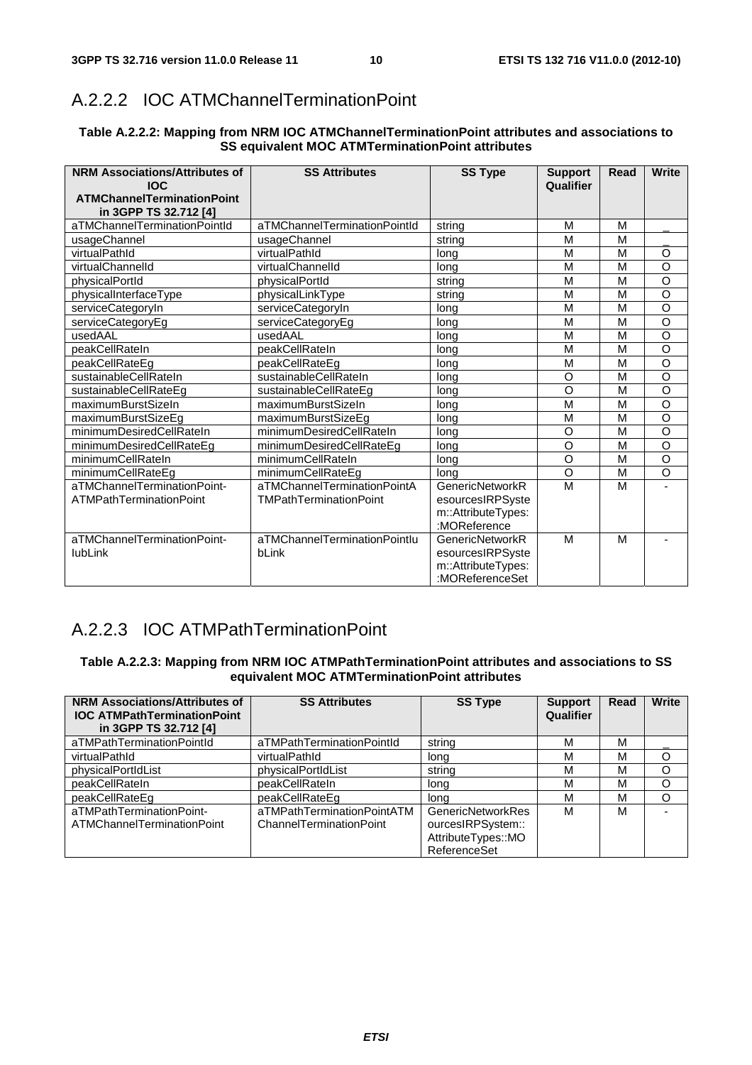### A.2.2.2 IOC ATMChannelTerminationPoint

**Table A.2.2.2: Mapping from NRM IOC ATMChannelTerminationPoint attributes and associations to SS equivalent MOC ATMTerminationPoint attributes**

| NRM Associations/Attributes of IOC ATMChannelTerminationPoint in 3GPP TS 32.712 [4] | SS Attributes | SS Type | Support Qualifier | Read | Write |
|---|---|---|---|---|---|
| aTMChannelTerminationPointId | aTMChannelTerminationPointId | string | M | M | _ |
| usageChannel | usageChannel | string | M | M | _ |
| virtualPathId | virtualPathId | long | M | M | O |
| virtualChannelId | virtualChannelId | long | M | M | O |
| physicalPortId | physicalPortId | string | M | M | O |
| physicalInterfaceType | physicalLinkType | string | M | M | O |
| serviceCategoryIn | serviceCategoryIn | long | M | M | O |
| serviceCategoryEg | serviceCategoryEg | long | M | M | O |
| usedAAL | usedAAL | long | M | M | O |
| peakCellRateIn | peakCellRateIn | long | M | M | O |
| peakCellRateEg | peakCellRateEg | long | M | M | O |
| sustainableCellRateIn | sustainableCellRateIn | long | O | M | O |
| sustainableCellRateEg | sustainableCellRateEg | long | O | M | O |
| maximumBurstSizeIn | maximumBurstSizeIn | long | M | M | O |
| maximumBurstSizeEg | maximumBurstSizeEg | long | M | M | O |
| minimumDesiredCellRateIn | minimumDesiredCellRateIn | long | O | M | O |
| minimumDesiredCellRateEg | minimumDesiredCellRateEg | long | O | M | O |
| minimumCellRateIn | minimumCellRateIn | long | O | M | O |
| minimumCellRateEg | minimumCellRateEg | long | O | M | O |
| aTMChannelTerminationPoint-ATMPathTerminationPoint | aTMChannelTerminationPointATMPathTerminationPoint | GenericNetworkResourcesIRPSystem::AttributeTypes::MOReference | M | M | - |
| aTMChannelTerminationPoint-IubLink | aTMChannelTerminationPointIubLink | GenericNetworkResourcesIRPSystem::AttributeTypes::MOReferenceSet | M | M | - |

### A.2.2.3 IOC ATMPathTerminationPoint

**Table A.2.2.3: Mapping from NRM IOC ATMPathTerminationPoint attributes and associations to SS equivalent MOC ATMTerminationPoint attributes**

| NRM Associations/Attributes of IOC ATMPathTerminationPoint in 3GPP TS 32.712 [4] | SS Attributes | SS Type | Support Qualifier | Read | Write |
|---|---|---|---|---|---|
| aTMPathTerminationPointId | aTMPathTerminationPointId | string | M | M | _ |
| virtualPathId | virtualPathId | long | M | M | O |
| physicalPortIdList | physicalPortIdList | string | M | M | O |
| peakCellRateIn | peakCellRateIn | long | M | M | O |
| peakCellRateEg | peakCellRateEg | long | M | M | O |
| aTMPathTerminationPoint-ATMChannelTerminationPoint | aTMPathTerminationPointATMChannelTerminationPoint | GenericNetworkResourcesIRPSystem::AttributeTypes::MOReferenceSet | M | M | - |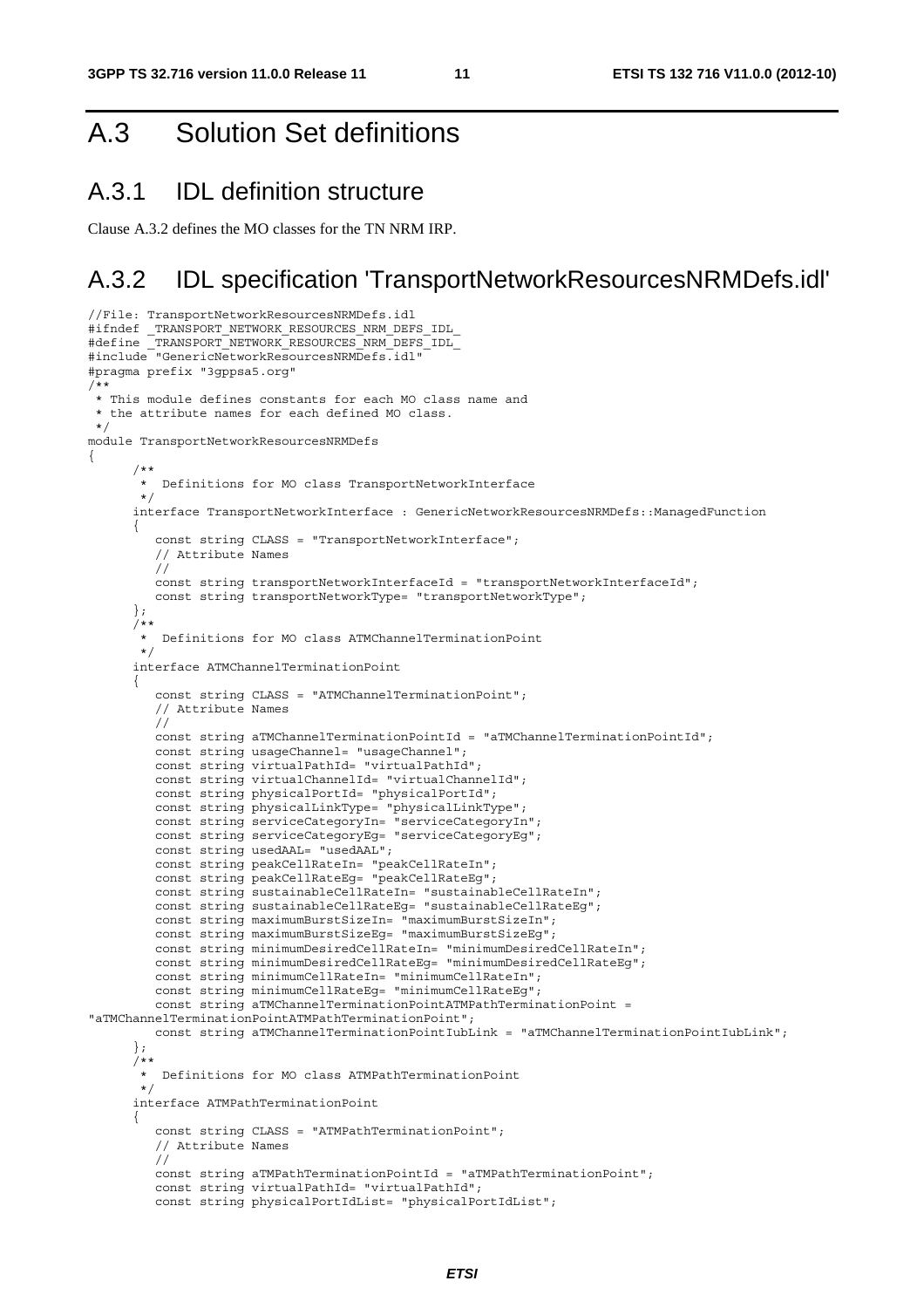# A.3 Solution Set definitions

## A.3.1 IDL definition structure

Clause A.3.2 defines the MO classes for the TN NRM IRP.

## A.3.2 IDL specification 'TransportNetworkResourcesNRMDefs.idl'

```
//File: TransportNetworkResourcesNRMDefs.idl
#ifndef _TRANSPORT_NETWORK_RESOURCES_NRM_DEFS_IDL_
#define _TRANSPORT_NETWORK_RESOURCES_NRM_DEFS_IDL_
#include "GenericNetworkResourcesNRMDefs.idl"
#pragma prefix "3gppsa5.org"
/**
 * This module defines constants for each MO class name and
 * the attribute names for each defined MO class.
 */
module TransportNetworkResourcesNRMDefs
{
      /**
       *  Definitions for MO class TransportNetworkInterface
       */
      interface TransportNetworkInterface : GenericNetworkResourcesNRMDefs::ManagedFunction
      {
         const string CLASS = "TransportNetworkInterface";
         // Attribute Names
         //
         const string transportNetworkInterfaceId = "transportNetworkInterfaceId";
         const string transportNetworkType= "transportNetworkType";
      };
      /**
       *  Definitions for MO class ATMChannelTerminationPoint
       */
      interface ATMChannelTerminationPoint
      {
         const string CLASS = "ATMChannelTerminationPoint";
         // Attribute Names
         //
         const string aTMChannelTerminationPointId = "aTMChannelTerminationPointId";
         const string usageChannel= "usageChannel";
         const string virtualPathId= "virtualPathId";
         const string virtualChannelId= "virtualChannelId";
         const string physicalPortId= "physicalPortId";
         const string physicalLinkType= "physicalLinkType";
         const string serviceCategoryIn= "serviceCategoryIn";
         const string serviceCategoryEg= "serviceCategoryEg";
         const string usedAAL= "usedAAL";
         const string peakCellRateIn= "peakCellRateIn";
         const string peakCellRateEg= "peakCellRateEg";
         const string sustainableCellRateIn= "sustainableCellRateIn";
         const string sustainableCellRateEg= "sustainableCellRateEg";
         const string maximumBurstSizeIn= "maximumBurstSizeIn";
         const string maximumBurstSizeEg= "maximumBurstSizeEg";
         const string minimumDesiredCellRateIn= "minimumDesiredCellRateIn";
         const string minimumDesiredCellRateEg= "minimumDesiredCellRateEg";
         const string minimumCellRateIn= "minimumCellRateIn";
         const string minimumCellRateEg= "minimumCellRateEg";
         const string aTMChannelTerminationPointATMPathTerminationPoint =
"aTMChannelTerminationPointATMPathTerminationPoint";
         const string aTMChannelTerminationPointIubLink = "aTMChannelTerminationPointIubLink";
      };
      /**
       *  Definitions for MO class ATMPathTerminationPoint
       */
      interface ATMPathTerminationPoint
      {
         const string CLASS = "ATMPathTerminationPoint";
         // Attribute Names
         //
         const string aTMPathTerminationPointId = "aTMPathTerminationPoint";
         const string virtualPathId= "virtualPathId";
         const string physicalPortIdList= "physicalPortIdList";
```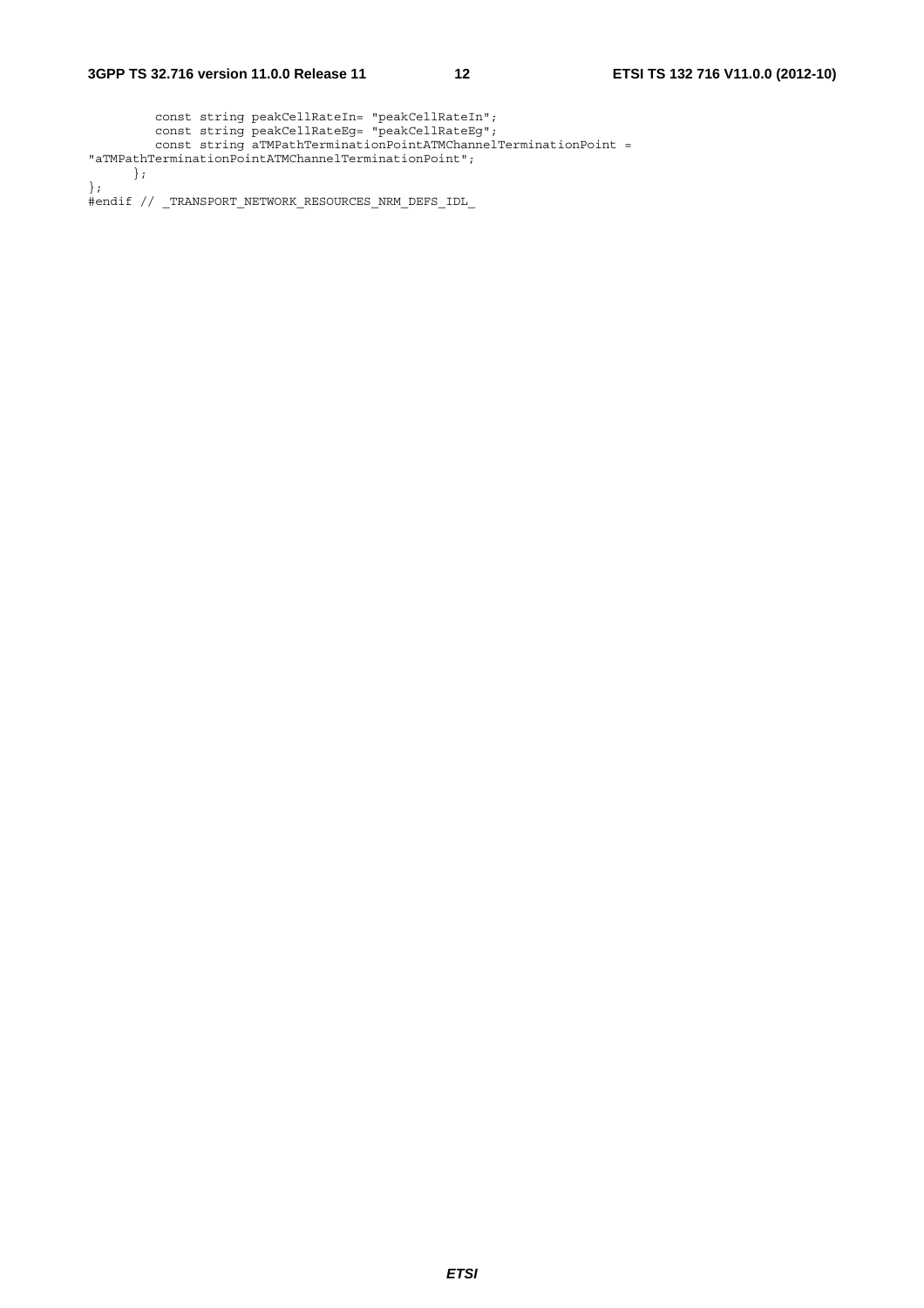```
        const string peakCellRateIn= "peakCellRateIn";
        const string peakCellRateEg= "peakCellRateEg";
        const string aTMPathTerminationPointATMChannelTerminationPoint =
"aTMPathTerminationPointATMChannelTerminationPoint";
    };
};
#endif // _TRANSPORT_NETWORK_RESOURCES_NRM_DEFS_IDL_
```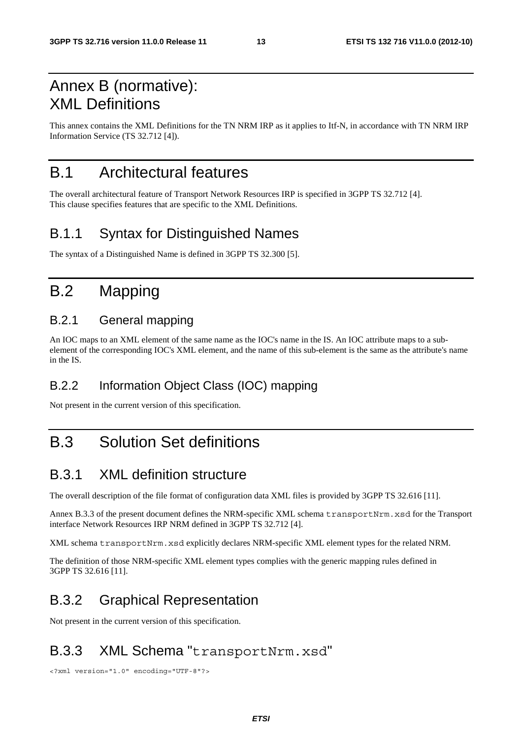# Annex B (normative): XML Definitions

This annex contains the XML Definitions for the TN NRM IRP as it applies to Itf-N, in accordance with TN NRM IRP Information Service (TS 32.712 [4]).

# B.1 Architectural features

The overall architectural feature of Transport Network Resources IRP is specified in 3GPP TS 32.712 [4].
This clause specifies features that are specific to the XML Definitions.

## B.1.1 Syntax for Distinguished Names

The syntax of a Distinguished Name is defined in 3GPP TS 32.300 [5].

# B.2 Mapping

### B.2.1 General mapping

An IOC maps to an XML element of the same name as the IOC's name in the IS. An IOC attribute maps to a sub-element of the corresponding IOC's XML element, and the name of this sub-element is the same as the attribute's name in the IS.

### B.2.2 Information Object Class (IOC) mapping

Not present in the current version of this specification.

# B.3 Solution Set definitions

## B.3.1 XML definition structure

The overall description of the file format of configuration data XML files is provided by 3GPP TS 32.616 [11].

Annex B.3.3 of the present document defines the NRM-specific XML schema `transportNrm.xsd` for the Transport interface Network Resources IRP NRM defined in 3GPP TS 32.712 [4].

XML schema `transportNrm.xsd` explicitly declares NRM-specific XML element types for the related NRM.

The definition of those NRM-specific XML element types complies with the generic mapping rules defined in 3GPP TS 32.616 [11].

## B.3.2 Graphical Representation

Not present in the current version of this specification.

## B.3.3 XML Schema "`transportNrm.xsd`"

```
<?xml version="1.0" encoding="UTF-8"?>
```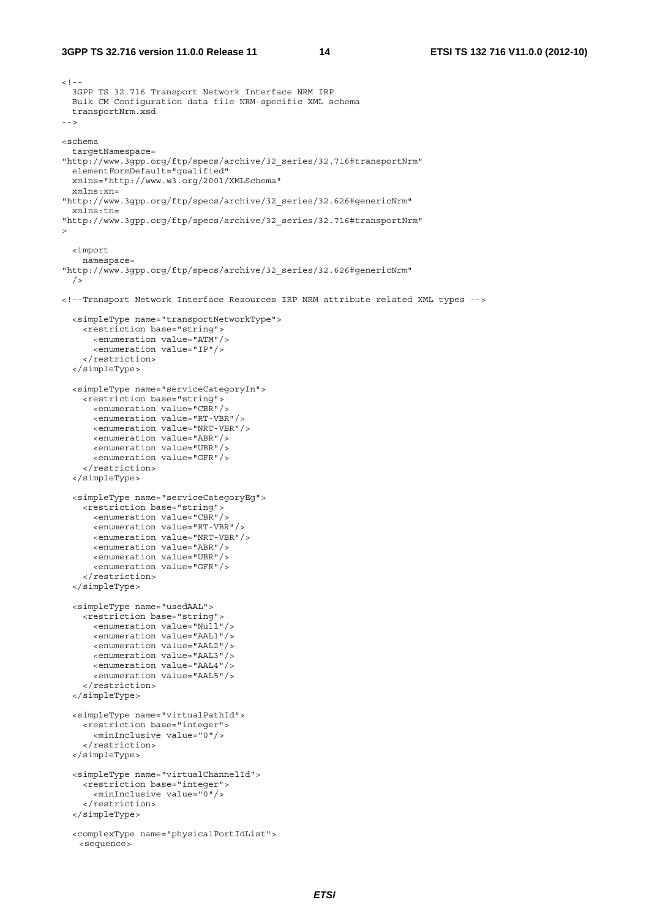```
<!--
  3GPP TS 32.716 Transport Network Interface NRM IRP
  Bulk CM Configuration data file NRM-specific XML schema
  transportNrm.xsd
-->

<schema
  targetNamespace=
"http://www.3gpp.org/ftp/specs/archive/32_series/32.716#transportNrm"
  elementFormDefault="qualified"
  xmlns="http://www.w3.org/2001/XMLSchema"
  xmlns:xn=
"http://www.3gpp.org/ftp/specs/archive/32_series/32.626#genericNrm"
  xmlns:tn=
"http://www.3gpp.org/ftp/specs/archive/32_series/32.716#transportNrm"
>

  <import
    namespace=
"http://www.3gpp.org/ftp/specs/archive/32_series/32.626#genericNrm"
  />

<!--Transport Network Interface Resources IRP NRM attribute related XML types -->

  <simpleType name="transportNetworkType">
    <restriction base="string">
      <enumeration value="ATM"/>
      <enumeration value="IP"/>
    </restriction>
  </simpleType>

  <simpleType name="serviceCategoryIn">
    <restriction base="string">
      <enumeration value="CBR"/>
      <enumeration value="RT-VBR"/>
      <enumeration value="NRT-VBR"/>
      <enumeration value="ABR"/>
      <enumeration value="UBR"/>
      <enumeration value="GFR"/>
    </restriction>
  </simpleType>

  <simpleType name="serviceCategoryEg">
    <restriction base="string">
      <enumeration value="CBR"/>
      <enumeration value="RT-VBR"/>
      <enumeration value="NRT-VBR"/>
      <enumeration value="ABR"/>
      <enumeration value="UBR"/>
      <enumeration value="GFR"/>
    </restriction>
  </simpleType>

  <simpleType name="usedAAL">
    <restriction base="string">
      <enumeration value="Null"/>
      <enumeration value="AAL1"/>
      <enumeration value="AAL2"/>
      <enumeration value="AAL3"/>
      <enumeration value="AAL4"/>
      <enumeration value="AAL5"/>
    </restriction>
  </simpleType>

  <simpleType name="virtualPathId">
    <restriction base="integer">
      <minInclusive value="0"/>
    </restriction>
  </simpleType>

  <simpleType name="virtualChannelId">
    <restriction base="integer">
      <minInclusive value="0"/>
    </restriction>
  </simpleType>

  <complexType name="physicalPortIdList">
   <sequence>
```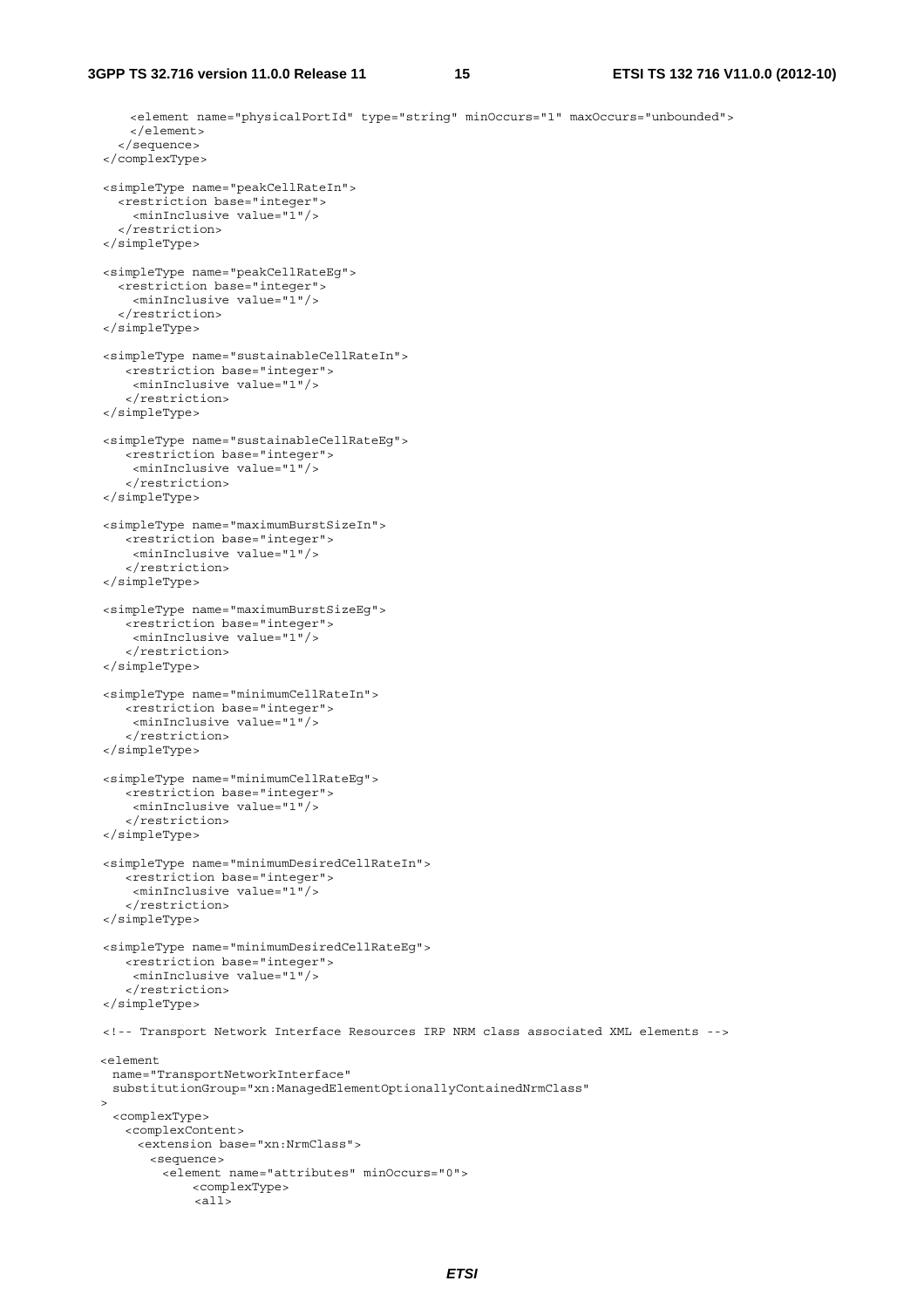```
    <element name="physicalPortId" type="string" minOccurs="1" maxOccurs="unbounded">
    </element>
  </sequence>
</complexType>

<simpleType name="peakCellRateIn">
  <restriction base="integer">
    <minInclusive value="1"/>
  </restriction>
</simpleType>

<simpleType name="peakCellRateEg">
  <restriction base="integer">
    <minInclusive value="1"/>
  </restriction>
</simpleType>

<simpleType name="sustainableCellRateIn">
   <restriction base="integer">
    <minInclusive value="1"/>
   </restriction>
</simpleType>

<simpleType name="sustainableCellRateEg">
   <restriction base="integer">
    <minInclusive value="1"/>
   </restriction>
</simpleType>

<simpleType name="maximumBurstSizeIn">
   <restriction base="integer">
    <minInclusive value="1"/>
   </restriction>
</simpleType>

<simpleType name="maximumBurstSizeEg">
   <restriction base="integer">
    <minInclusive value="1"/>
   </restriction>
</simpleType>

<simpleType name="minimumCellRateIn">
   <restriction base="integer">
    <minInclusive value="1"/>
   </restriction>
</simpleType>

<simpleType name="minimumCellRateEg">
   <restriction base="integer">
    <minInclusive value="1"/>
   </restriction>
</simpleType>

<simpleType name="minimumDesiredCellRateIn">
   <restriction base="integer">
    <minInclusive value="1"/>
   </restriction>
</simpleType>

<simpleType name="minimumDesiredCellRateEg">
   <restriction base="integer">
    <minInclusive value="1"/>
   </restriction>
</simpleType>

<!-- Transport Network Interface Resources IRP NRM class associated XML elements -->

<element
  name="TransportNetworkInterface"
  substitutionGroup="xn:ManagedElementOptionallyContainedNrmClass"
>
  <complexType>
    <complexContent>
      <extension base="xn:NrmClass">
        <sequence>
          <element name="attributes" minOccurs="0">
              <complexType>
              <all>
```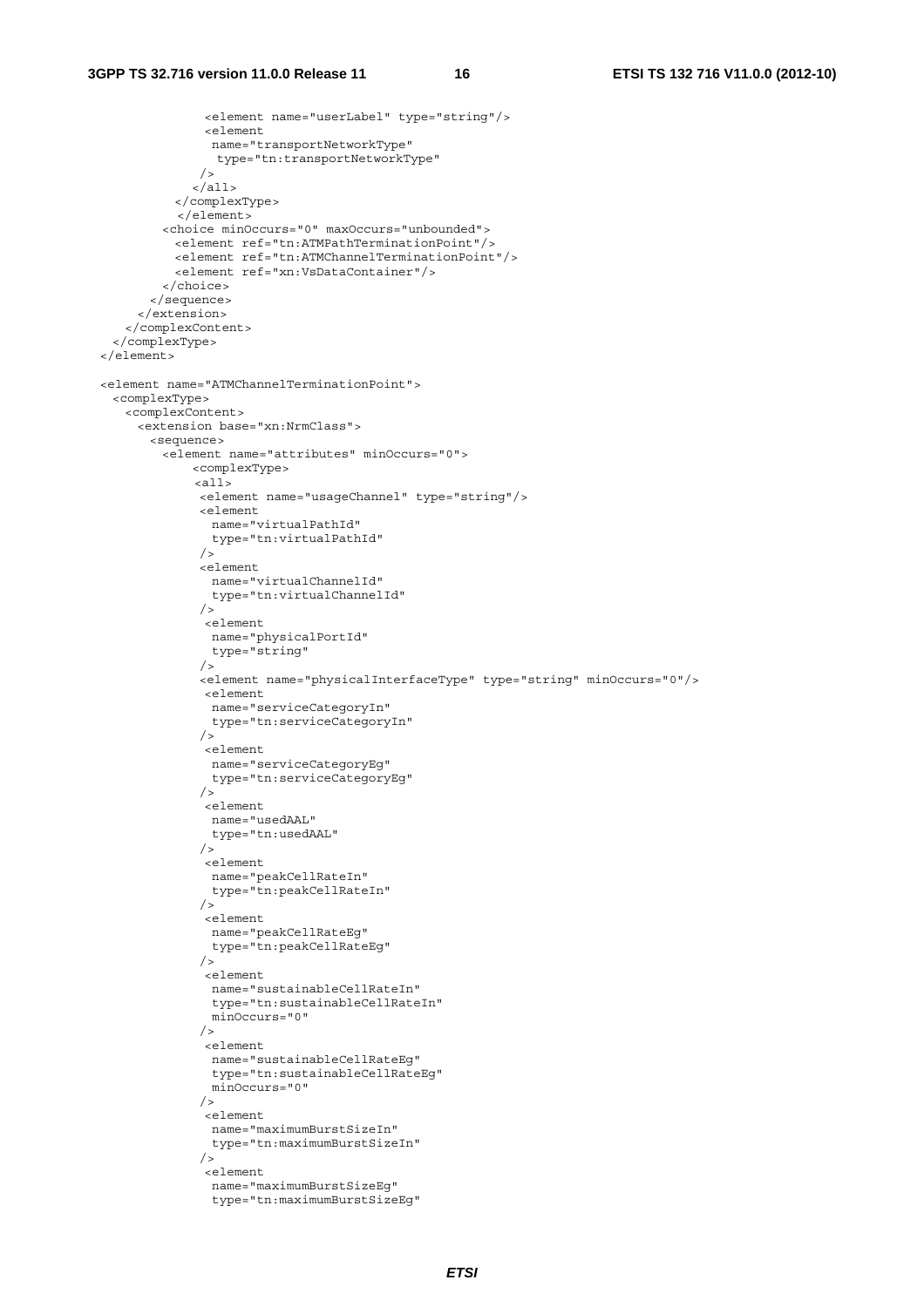```
              <element name="userLabel" type="string"/>
              <element
               name="transportNetworkType"
                type="tn:transportNetworkType"
              />
             </all>
           </complexType>
          </element>
         <choice minOccurs="0" maxOccurs="unbounded">
           <element ref="tn:ATMPathTerminationPoint"/>
           <element ref="tn:ATMChannelTerminationPoint"/>
           <element ref="xn:VsDataContainer"/>
         </choice>
        </sequence>
      </extension>
    </complexContent>
  </complexType>
</element>

<element name="ATMChannelTerminationPoint">
  <complexType>
    <complexContent>
      <extension base="xn:NrmClass">
        <sequence>
          <element name="attributes" minOccurs="0">
              <complexType>
              <all>
               <element name="usageChannel" type="string"/>
               <element
                 name="virtualPathId"
                 type="tn:virtualPathId"
               />
               <element
                 name="virtualChannelId"
                 type="tn:virtualChannelId"
               />
                <element
                 name="physicalPortId"
                 type="string"
               />
               <element name="physicalInterfaceType" type="string" minOccurs="0"/>
                <element
                 name="serviceCategoryIn"
                 type="tn:serviceCategoryIn"
               />
                <element
                 name="serviceCategoryEg"
                 type="tn:serviceCategoryEg"
               />
                <element
                 name="usedAAL"
                 type="tn:usedAAL"
               />
                <element
                 name="peakCellRateIn"
                 type="tn:peakCellRateIn"
               />
                <element
                 name="peakCellRateEg"
                 type="tn:peakCellRateEg"
               />
                <element
                 name="sustainableCellRateIn"
                 type="tn:sustainableCellRateIn"
                 minOccurs="0"
               />
                <element
                 name="sustainableCellRateEg"
                 type="tn:sustainableCellRateEg"
                 minOccurs="0"
               />
                <element
                 name="maximumBurstSizeIn"
                 type="tn:maximumBurstSizeIn"
               />
                <element
                 name="maximumBurstSizeEg"
                 type="tn:maximumBurstSizeEg"
```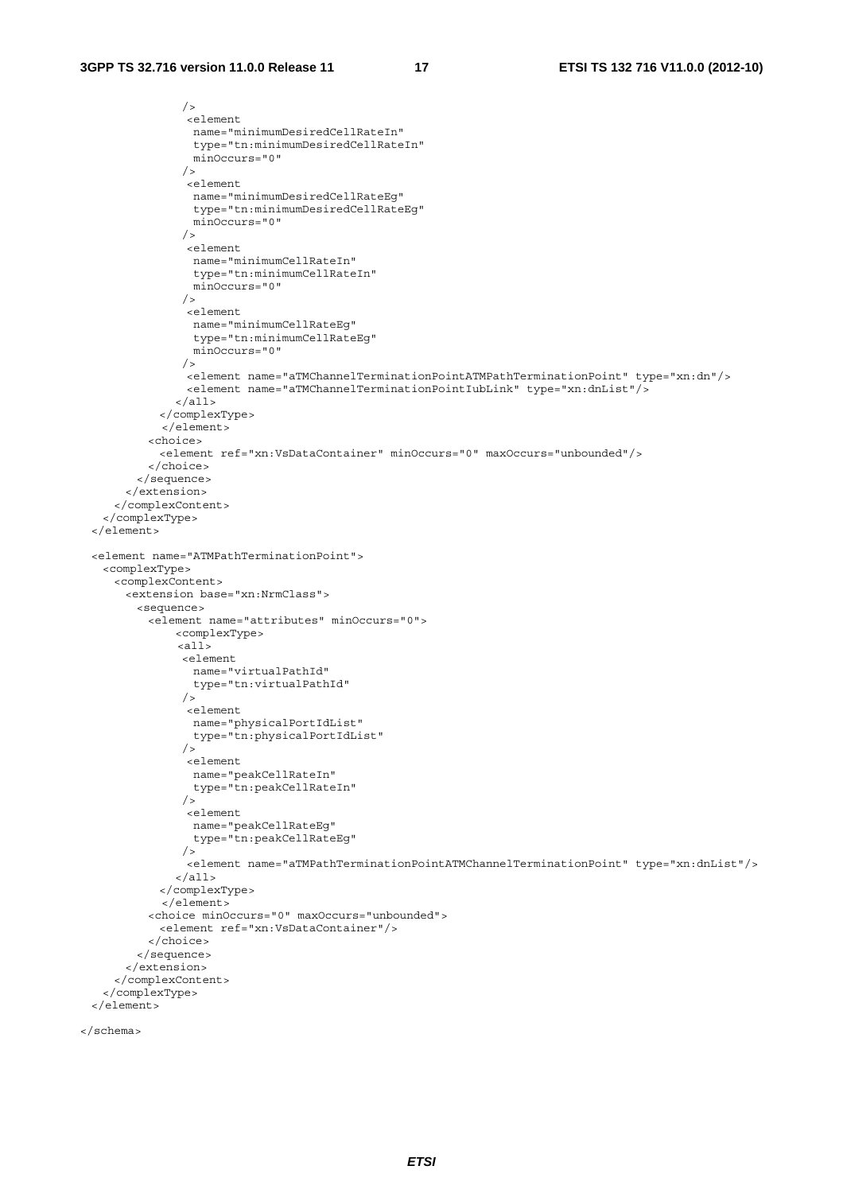```
                />
                <element
                  name="minimumDesiredCellRateIn"
                  type="tn:minimumDesiredCellRateIn"
                  minOccurs="0"
                />
                <element
                  name="minimumDesiredCellRateEg"
                  type="tn:minimumDesiredCellRateEg"
                  minOccurs="0"
                />
                <element
                  name="minimumCellRateIn"
                  type="tn:minimumCellRateIn"
                  minOccurs="0"
                />
                <element
                  name="minimumCellRateEg"
                  type="tn:minimumCellRateEg"
                  minOccurs="0"
                />
                <element name="aTMChannelTerminationPointATMPathTerminationPoint" type="xn:dn"/>
                <element name="aTMChannelTerminationPointIubLink" type="xn:dnList"/>
              </all>
            </complexType>
            </element>
          <choice>
            <element ref="xn:VsDataContainer" minOccurs="0" maxOccurs="unbounded"/>
          </choice>
        </sequence>
      </extension>
    </complexContent>
  </complexType>
</element>

<element name="ATMPathTerminationPoint">
  <complexType>
    <complexContent>
      <extension base="xn:NrmClass">
        <sequence>
          <element name="attributes" minOccurs="0">
              <complexType>
              <all>
               <element
                 name="virtualPathId"
                 type="tn:virtualPathId"
               />
                <element
                 name="physicalPortIdList"
                 type="tn:physicalPortIdList"
               />
                <element
                 name="peakCellRateIn"
                 type="tn:peakCellRateIn"
               />
                <element
                 name="peakCellRateEg"
                 type="tn:peakCellRateEg"
               />
                <element name="aTMPathTerminationPointATMChannelTerminationPoint" type="xn:dnList"/>
              </all>
            </complexType>
            </element>
          <choice minOccurs="0" maxOccurs="unbounded">
            <element ref="xn:VsDataContainer"/>
          </choice>
        </sequence>
      </extension>
    </complexContent>
  </complexType>
</element>

</schema>
```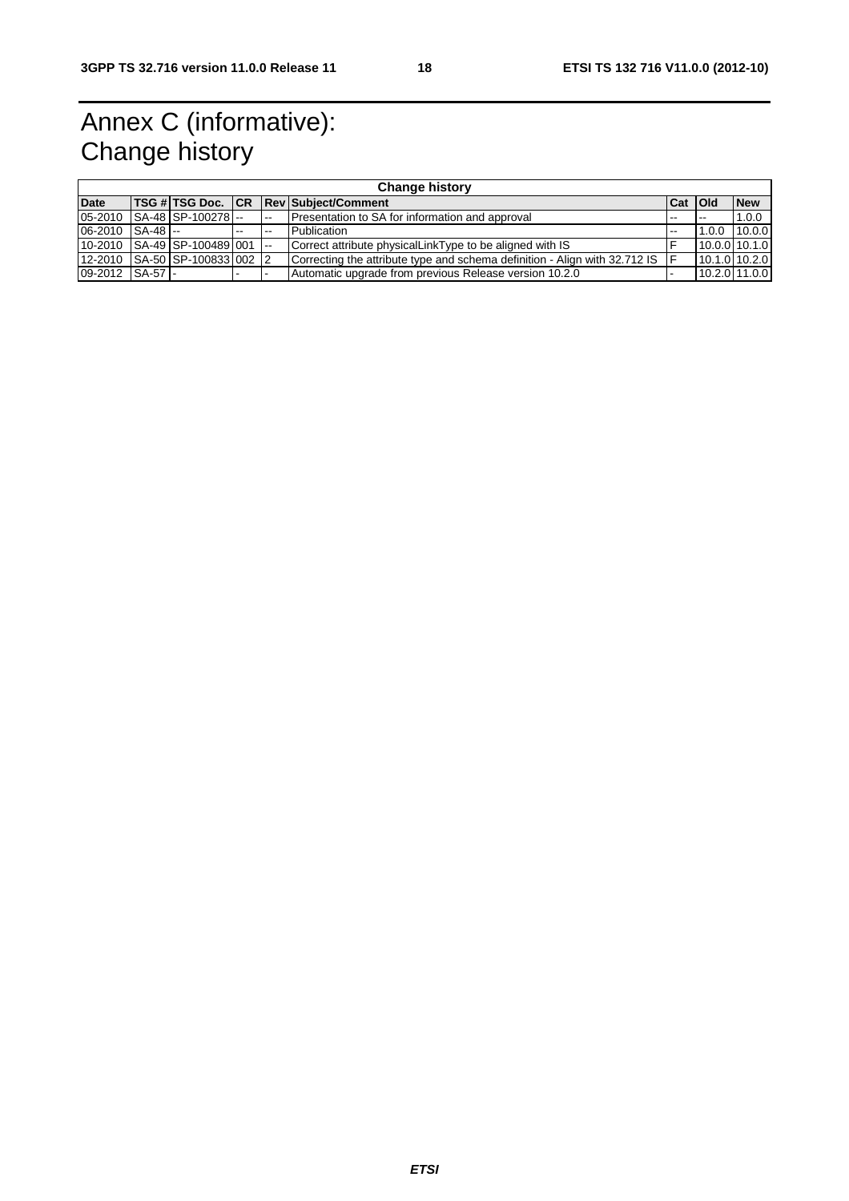# Annex C (informative): Change history

| Change history | | | | | | | | |
|---|---|---|---|---|---|---|---|---|
| **Date** | **TSG #** | **TSG Doc.** | **CR** | **Rev** | **Subject/Comment** | **Cat** | **Old** | **New** |
| 05-2010 | SA-48 | SP-100278 | -- | -- | Presentation to SA for information and approval | -- | -- | 1.0.0 |
| 06-2010 | SA-48 | -- | -- | -- | Publication | -- | 1.0.0 | 10.0.0 |
| 10-2010 | SA-49 | SP-100489 | 001 | -- | Correct attribute physicalLinkType to be aligned with IS | F | 10.0.0 | 10.1.0 |
| 12-2010 | SA-50 | SP-100833 | 002 | 2 | Correcting the attribute type and schema definition - Align with 32.712 IS | F | 10.1.0 | 10.2.0 |
| 09-2012 | SA-57 | - | - | - | Automatic upgrade from previous Release version 10.2.0 | - | 10.2.0 | 11.0.0 |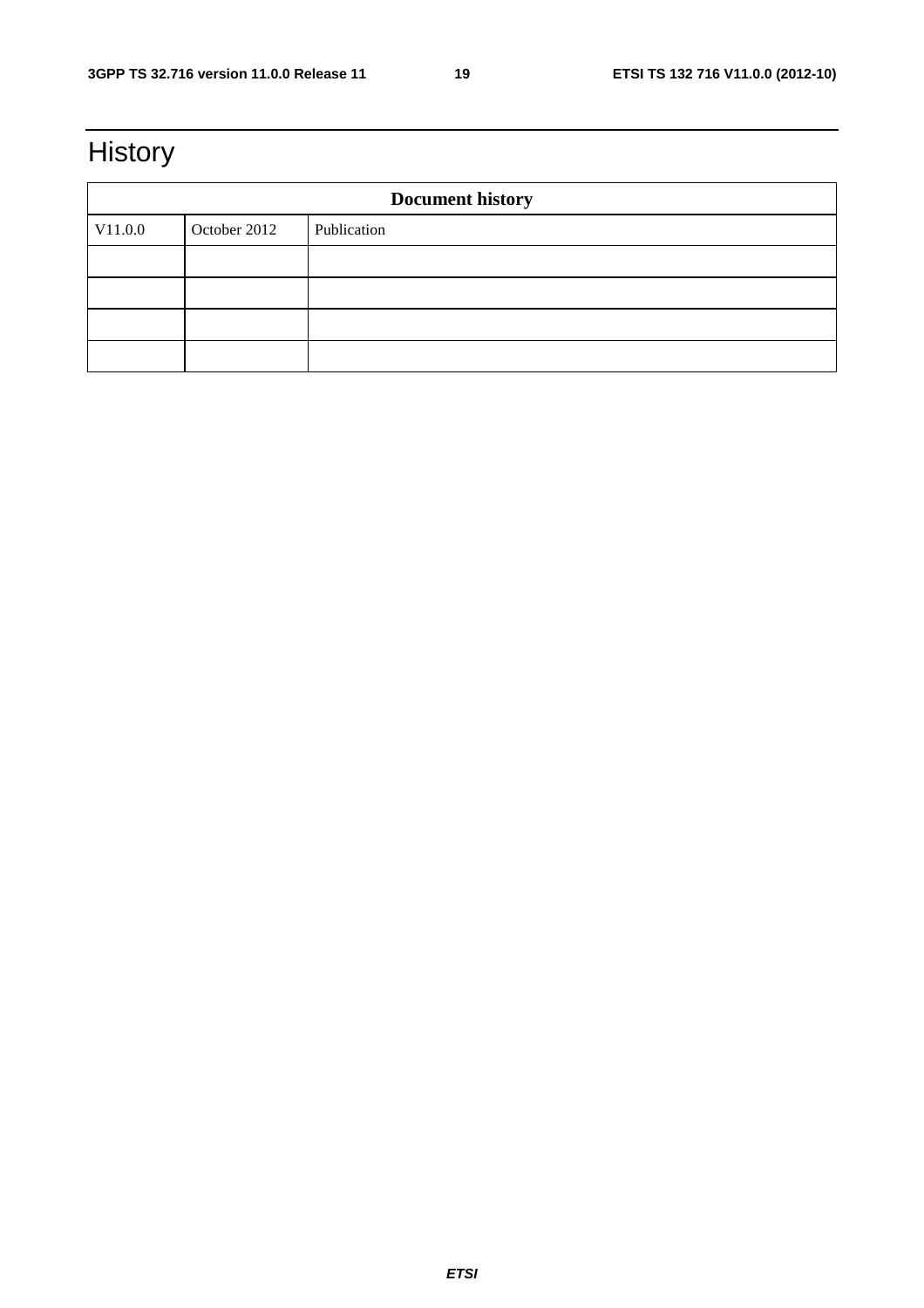# History

| Document history | | |
|---|---|---|
| V11.0.0 | October 2012 | Publication |
| | | |
| | | |
| | | |
| | | |